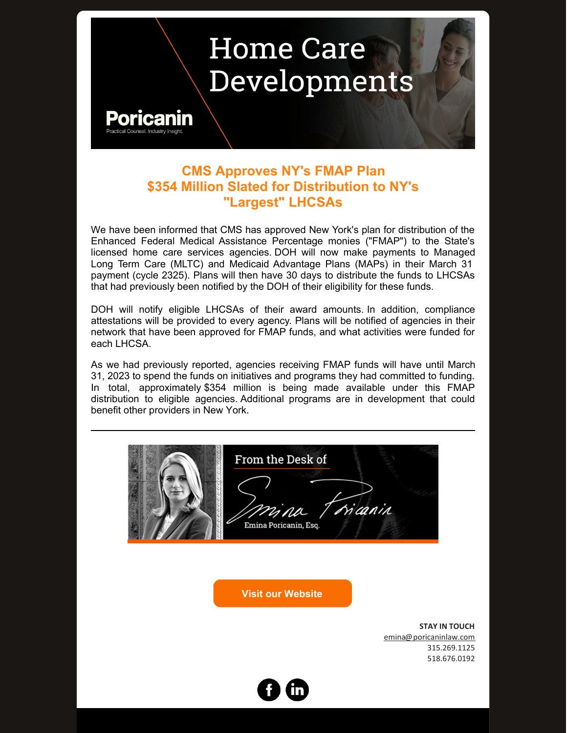# Home Care Developments

Poricanin

Practical Counsel. Industry Insight.

## CMS Approves NY's FMAP Plan
## $354 Million Slated for Distribution to NY's "Largest" LHCSAs

We have been informed that CMS has approved New York's plan for distribution of the Enhanced Federal Medical Assistance Percentage monies ("FMAP") to the State's licensed home care services agencies. DOH will now make payments to Managed Long Term Care (MLTC) and Medicaid Advantage Plans (MAPs) in their March 31 payment (cycle 2325). Plans will then have 30 days to distribute the funds to LHCSAs that had previously been notified by the DOH of their eligibility for these funds.

DOH will notify eligible LHCSAs of their award amounts. In addition, compliance attestations will be provided to every agency. Plans will be notified of agencies in their network that have been approved for FMAP funds, and what activities were funded for each LHCSA.

As we had previously reported, agencies receiving FMAP funds will have until March 31, 2023 to spend the funds on initiatives and programs they had committed to funding. In total, approximately $354 million is being made available under this FMAP distribution to eligible agencies. Additional programs are in development that could benefit other providers in New York.

---

From the Desk of

Emina Poricanin, Esq.

Visit our Website

**STAY IN TOUCH**
emina@poricaninlaw.com
315.269.1125
518.676.0192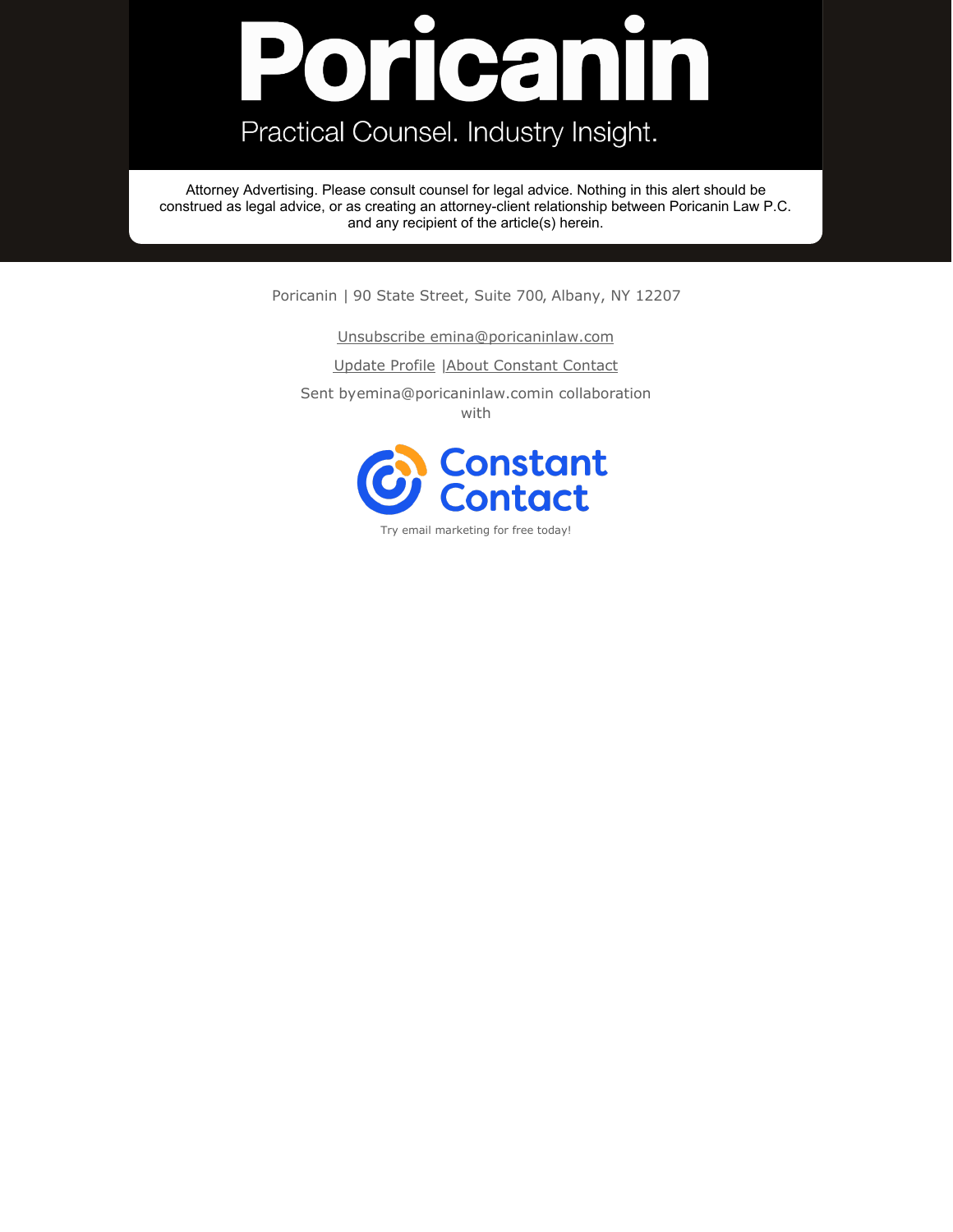# Poricanin

Practical Counsel. Industry Insight.

Attorney Advertising. Please consult counsel for legal advice. Nothing in this alert should be construed as legal advice, or as creating an attorney-client relationship between Poricanin Law P.C. and any recipient of the article(s) herein.

Poricanin | 90 State Street, Suite 700, Albany, NY 12207

Unsubscribe emina@poricaninlaw.com

Update Profile |About Constant Contact

Sent byemina@poricaninlaw.comin collaboration with

Constant Contact

Try email marketing for free today!